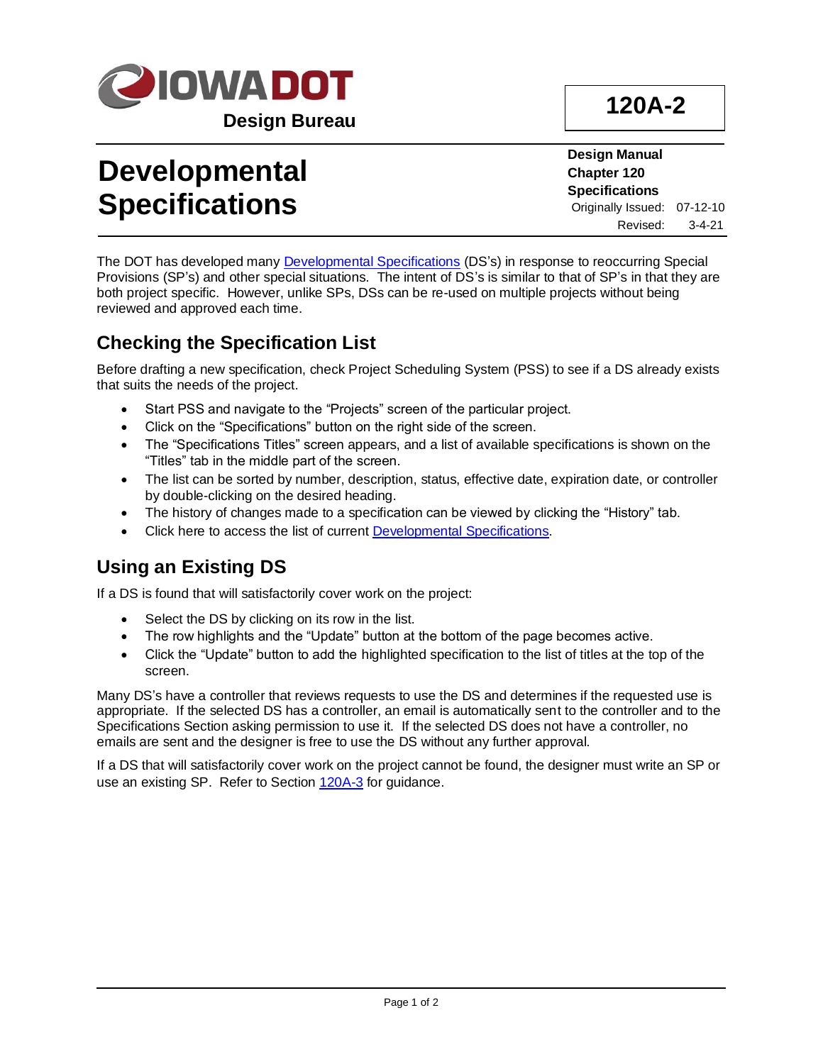**Design Bureau**

# 120A-2

# Developmental Specifications

**Design Manual**
**Chapter 120**
**Specifications**
Originally Issued: 07-12-10
Revised: 3-4-21

The DOT has developed many Developmental Specifications (DS's) in response to reoccurring Special Provisions (SP's) and other special situations. The intent of DS's is similar to that of SP's in that they are both project specific. However, unlike SPs, DSs can be re-used on multiple projects without being reviewed and approved each time.

## Checking the Specification List

Before drafting a new specification, check Project Scheduling System (PSS) to see if a DS already exists that suits the needs of the project.

- Start PSS and navigate to the "Projects" screen of the particular project.
- Click on the "Specifications" button on the right side of the screen.
- The "Specifications Titles" screen appears, and a list of available specifications is shown on the "Titles" tab in the middle part of the screen.
- The list can be sorted by number, description, status, effective date, expiration date, or controller by double-clicking on the desired heading.
- The history of changes made to a specification can be viewed by clicking the "History" tab.
- Click here to access the list of current Developmental Specifications.

## Using an Existing DS

If a DS is found that will satisfactorily cover work on the project:

- Select the DS by clicking on its row in the list.
- The row highlights and the "Update" button at the bottom of the page becomes active.
- Click the "Update" button to add the highlighted specification to the list of titles at the top of the screen.

Many DS's have a controller that reviews requests to use the DS and determines if the requested use is appropriate. If the selected DS has a controller, an email is automatically sent to the controller and to the Specifications Section asking permission to use it. If the selected DS does not have a controller, no emails are sent and the designer is free to use the DS without any further approval.

If a DS that will satisfactorily cover work on the project cannot be found, the designer must write an SP or use an existing SP. Refer to Section 120A-3 for guidance.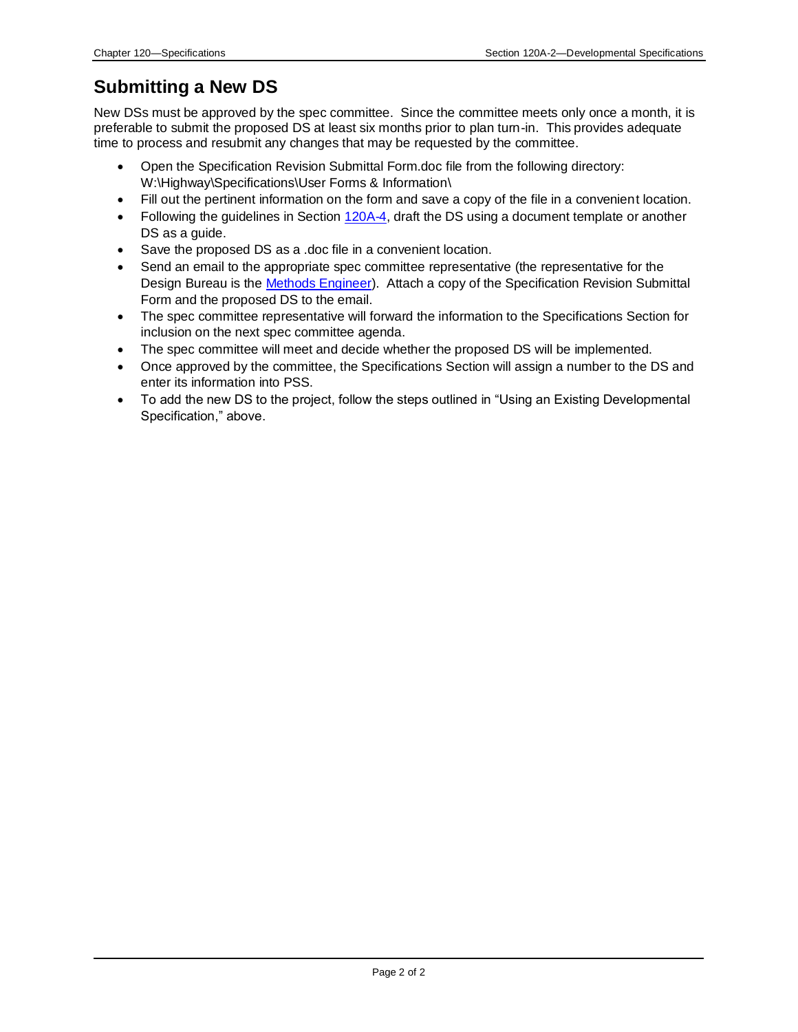## Submitting a New DS

New DSs must be approved by the spec committee. Since the committee meets only once a month, it is preferable to submit the proposed DS at least six months prior to plan turn-in. This provides adequate time to process and resubmit any changes that may be requested by the committee.

- Open the Specification Revision Submittal Form.doc file from the following directory: W:\Highway\Specifications\User Forms & Information\
- Fill out the pertinent information on the form and save a copy of the file in a convenient location.
- Following the guidelines in Section 120A-4, draft the DS using a document template or another DS as a guide.
- Save the proposed DS as a .doc file in a convenient location.
- Send an email to the appropriate spec committee representative (the representative for the Design Bureau is the Methods Engineer). Attach a copy of the Specification Revision Submittal Form and the proposed DS to the email.
- The spec committee representative will forward the information to the Specifications Section for inclusion on the next spec committee agenda.
- The spec committee will meet and decide whether the proposed DS will be implemented.
- Once approved by the committee, the Specifications Section will assign a number to the DS and enter its information into PSS.
- To add the new DS to the project, follow the steps outlined in "Using an Existing Developmental Specification," above.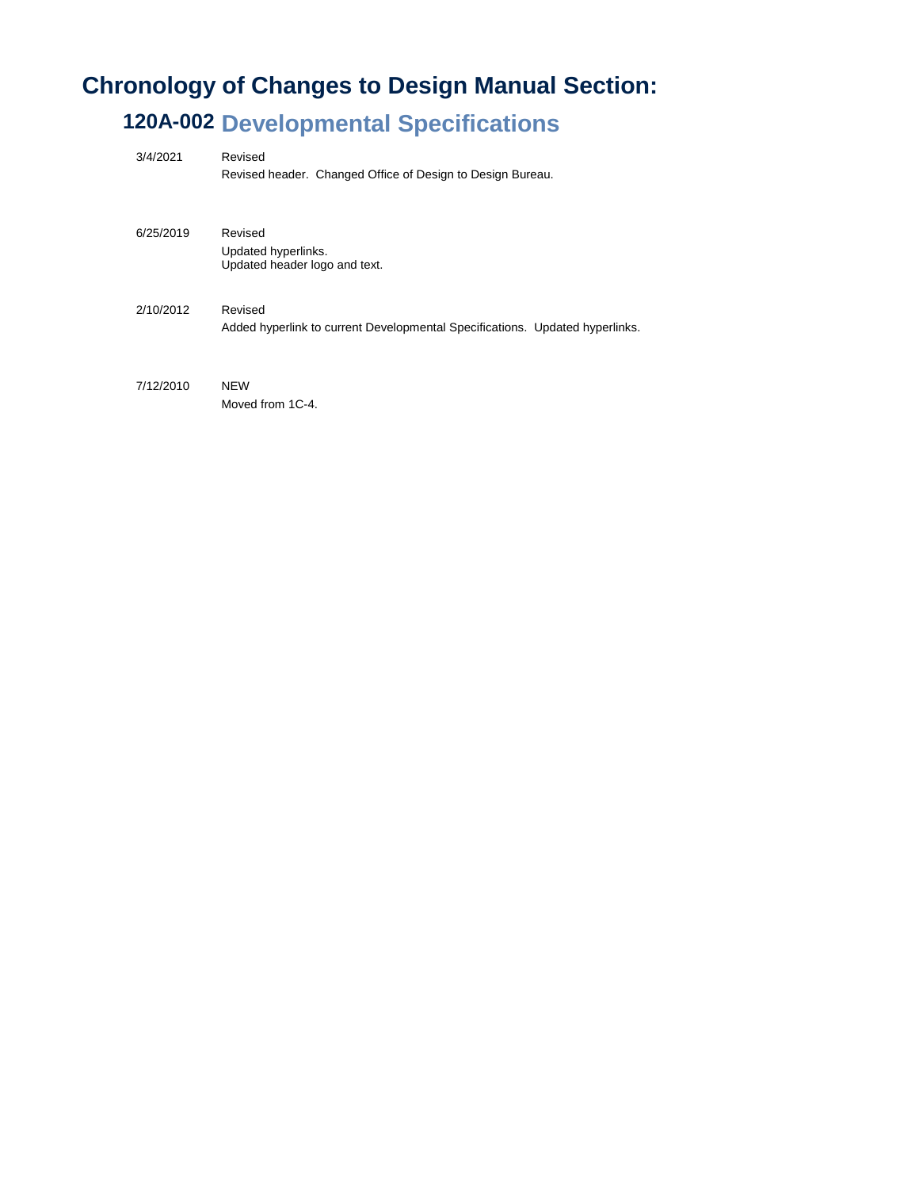# Chronology of Changes to Design Manual Section:

## 120A-002 Developmental Specifications

3/4/2021 Revised

Revised header. Changed Office of Design to Design Bureau.

6/25/2019 Revised

Updated hyperlinks.
Updated header logo and text.

2/10/2012 Revised

Added hyperlink to current Developmental Specifications. Updated hyperlinks.

7/12/2010 NEW

Moved from 1C-4.